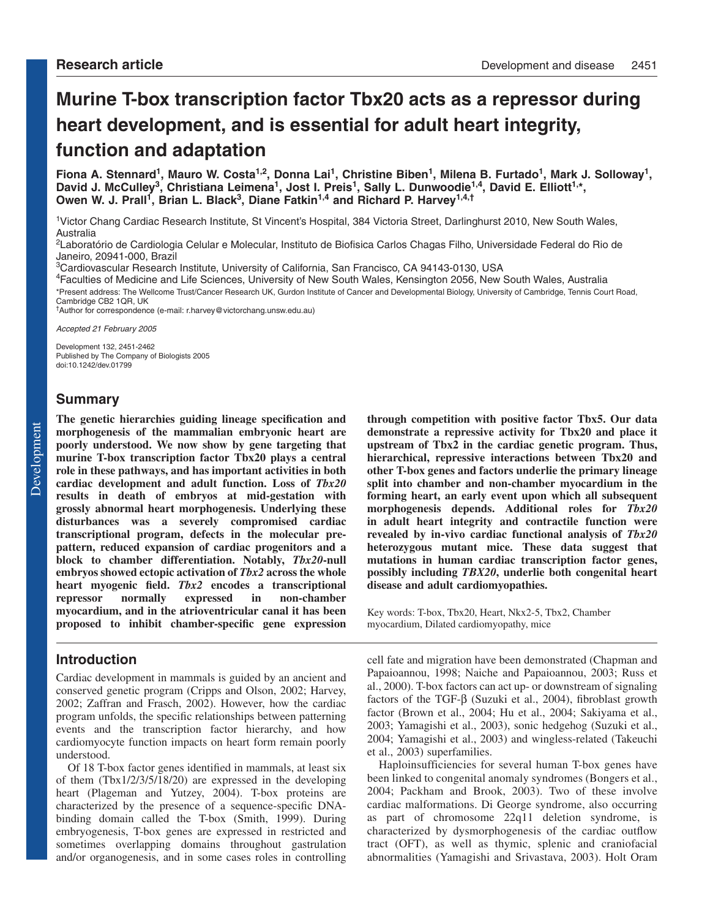# Murine T-box transcription factor Tbx20 acts as a repressor during heart development, and is essential for adult heart integrity, function and adaptation

**Fiona A. Stennard[1], Mauro W. Costa[1,2], Donna Lai[1], Christine Biben[1], Milena B. Furtado[1], Mark J. Solloway[1], David J. McCulley[3], Christiana Leimena[1], Jost I. Preis[1], Sally L. Dunwoodie[1,4], David E. Elliott[1,*], Owen W. J. Prall[1], Brian L. Black[3], Diane Fatkin[1,4] and Richard P. Harvey[1,4,†]**

[1]Victor Chang Cardiac Research Institute, St Vincent's Hospital, 384 Victoria Street, Darlinghurst 2010, New South Wales, Australia

[2]Laboratório de Cardiologia Celular e Molecular, Instituto de Biofisica Carlos Chagas Filho, Universidade Federal do Rio de Janeiro, 20941-000, Brazil

[3]Cardiovascular Research Institute, University of California, San Francisco, CA 94143-0130, USA

[4]Faculties of Medicine and Life Sciences, University of New South Wales, Kensington 2056, New South Wales, Australia

*Present address: The Wellcome Trust/Cancer Research UK, Gurdon Institute of Cancer and Developmental Biology, University of Cambridge, Tennis Court Road, Cambridge CB2 1QR, UK

†Author for correspondence (e-mail: r.harvey@victorchang.unsw.edu.au)

*Accepted 21 February 2005*

Development 132, 2451-2462
Published by The Company of Biologists 2005
doi:10.1242/dev.01799

## Summary

**The genetic hierarchies guiding lineage specification and morphogenesis of the mammalian embryonic heart are poorly understood. We now show by gene targeting that murine T-box transcription factor Tbx20 plays a central role in these pathways, and has important activities in both cardiac development and adult function. Loss of *Tbx20* results in death of embryos at mid-gestation with grossly abnormal heart morphogenesis. Underlying these disturbances was a severely compromised cardiac transcriptional program, defects in the molecular prepattern, reduced expansion of cardiac progenitors and a block to chamber differentiation. Notably, *Tbx20*-null embryos showed ectopic activation of *Tbx2* across the whole heart myogenic field. *Tbx2* encodes a transcriptional repressor normally expressed in non-chamber myocardium, and in the atrioventricular canal it has been proposed to inhibit chamber-specific gene expression through competition with positive factor Tbx5. Our data demonstrate a repressive activity for Tbx20 and place it upstream of Tbx2 in the cardiac genetic program. Thus, hierarchical, repressive interactions between Tbx20 and other T-box genes and factors underlie the primary lineage split into chamber and non-chamber myocardium in the forming heart, an early event upon which all subsequent morphogenesis depends. Additional roles for *Tbx20* in adult heart integrity and contractile function were revealed by in-vivo cardiac functional analysis of *Tbx20* heterozygous mutant mice. These data suggest that mutations in human cardiac transcription factor genes, possibly including *TBX20*, underlie both congenital heart disease and adult cardiomyopathies.**

Key words: T-box, Tbx20, Heart, Nkx2-5, Tbx2, Chamber myocardium, Dilated cardiomyopathy, mice

## Introduction

Cardiac development in mammals is guided by an ancient and conserved genetic program (Cripps and Olson, 2002; Harvey, 2002; Zaffran and Frasch, 2002). However, how the cardiac program unfolds, the specific relationships between patterning events and the transcription factor hierarchy, and how cardiomyocyte function impacts on heart form remain poorly understood.

Of 18 T-box factor genes identified in mammals, at least six of them (Tbx1/2/3/5/18/20) are expressed in the developing heart (Plageman and Yutzey, 2004). T-box proteins are characterized by the presence of a sequence-specific DNA-binding domain called the T-box (Smith, 1999). During embryogenesis, T-box genes are expressed in restricted and sometimes overlapping domains throughout gastrulation and/or organogenesis, and in some cases roles in controlling cell fate and migration have been demonstrated (Chapman and Papaioannou, 1998; Naiche and Papaioannou, 2003; Russ et al., 2000). T-box factors can act up- or downstream of signaling factors of the TGF-β (Suzuki et al., 2004), fibroblast growth factor (Brown et al., 2004; Hu et al., 2004; Sakiyama et al., 2003; Yamagishi et al., 2003), sonic hedgehog (Suzuki et al., 2004; Yamagishi et al., 2003) and wingless-related (Takeuchi et al., 2003) superfamilies.

Haploinsufficiencies for several human T-box genes have been linked to congenital anomaly syndromes (Bongers et al., 2004; Packham and Brook, 2003). Two of these involve cardiac malformations. Di George syndrome, also occurring as part of chromosome 22q11 deletion syndrome, is characterized by dysmorphogenesis of the cardiac outflow tract (OFT), as well as thymic, splenic and craniofacial abnormalities (Yamagishi and Srivastava, 2003). Holt Oram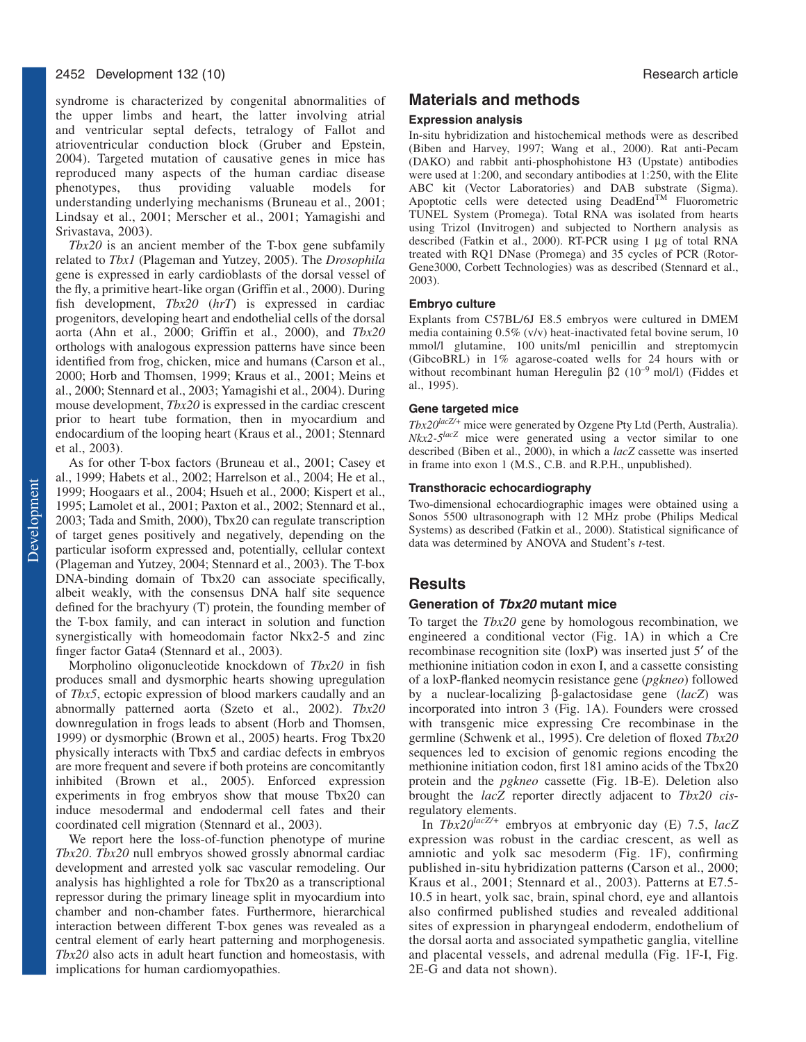syndrome is characterized by congenital abnormalities of the upper limbs and heart, the latter involving atrial and ventricular septal defects, tetralogy of Fallot and atrioventricular conduction block (Gruber and Epstein, 2004). Targeted mutation of causative genes in mice has reproduced many aspects of the human cardiac disease phenotypes, thus providing valuable models for understanding underlying mechanisms (Bruneau et al., 2001; Lindsay et al., 2001; Merscher et al., 2001; Yamagishi and Srivastava, 2003).

*Tbx20* is an ancient member of the T-box gene subfamily related to *Tbx1* (Plageman and Yutzey, 2005). The *Drosophila* gene is expressed in early cardioblasts of the dorsal vessel of the fly, a primitive heart-like organ (Griffin et al., 2000). During fish development, *Tbx20* (*hrT*) is expressed in cardiac progenitors, developing heart and endothelial cells of the dorsal aorta (Ahn et al., 2000; Griffin et al., 2000), and *Tbx20* orthologs with analogous expression patterns have since been identified from frog, chicken, mice and humans (Carson et al., 2000; Horb and Thomsen, 1999; Kraus et al., 2001; Meins et al., 2000; Stennard et al., 2003; Yamagishi et al., 2004). During mouse development, *Tbx20* is expressed in the cardiac crescent prior to heart tube formation, then in myocardium and endocardium of the looping heart (Kraus et al., 2001; Stennard et al., 2003).

As for other T-box factors (Bruneau et al., 2001; Casey et al., 1999; Habets et al., 2002; Harrelson et al., 2004; He et al., 1999; Hoogaars et al., 2004; Hsueh et al., 2000; Kispert et al., 1995; Lamolet et al., 2001; Paxton et al., 2002; Stennard et al., 2003; Tada and Smith, 2000), Tbx20 can regulate transcription of target genes positively and negatively, depending on the particular isoform expressed and, potentially, cellular context (Plageman and Yutzey, 2004; Stennard et al., 2003). The T-box DNA-binding domain of Tbx20 can associate specifically, albeit weakly, with the consensus DNA half site sequence defined for the brachyury (T) protein, the founding member of the T-box family, and can interact in solution and function synergistically with homeodomain factor Nkx2-5 and zinc finger factor Gata4 (Stennard et al., 2003).

Morpholino oligonucleotide knockdown of *Tbx20* in fish produces small and dysmorphic hearts showing upregulation of *Tbx5*, ectopic expression of blood markers caudally and an abnormally patterned aorta (Szeto et al., 2002). *Tbx20* downregulation in frogs leads to absent (Horb and Thomsen, 1999) or dysmorphic (Brown et al., 2005) hearts. Frog Tbx20 physically interacts with Tbx5 and cardiac defects in embryos are more frequent and severe if both proteins are concomitantly inhibited (Brown et al., 2005). Enforced expression experiments in frog embryos show that mouse Tbx20 can induce mesodermal and endodermal cell fates and their coordinated cell migration (Stennard et al., 2003).

We report here the loss-of-function phenotype of murine *Tbx20*. *Tbx20* null embryos showed grossly abnormal cardiac development and arrested yolk sac vascular remodeling. Our analysis has highlighted a role for Tbx20 as a transcriptional repressor during the primary lineage split in myocardium into chamber and non-chamber fates. Furthermore, hierarchical interaction between different T-box genes was revealed as a central element of early heart patterning and morphogenesis. *Tbx20* also acts in adult heart function and homeostasis, with implications for human cardiomyopathies.

## Materials and methods

### Expression analysis

In-situ hybridization and histochemical methods were as described (Biben and Harvey, 1997; Wang et al., 2000). Rat anti-Pecam (DAKO) and rabbit anti-phosphohistone H3 (Upstate) antibodies were used at 1:200, and secondary antibodies at 1:250, with the Elite ABC kit (Vector Laboratories) and DAB substrate (Sigma). Apoptotic cells were detected using DeadEnd™ Fluorometric TUNEL System (Promega). Total RNA was isolated from hearts using Trizol (Invitrogen) and subjected to Northern analysis as described (Fatkin et al., 2000). RT-PCR using 1 µg of total RNA treated with RQ1 DNase (Promega) and 35 cycles of PCR (Rotor-Gene3000, Corbett Technologies) was as described (Stennard et al., 2003).

### Embryo culture

Explants from C57BL/6J E8.5 embryos were cultured in DMEM media containing 0.5% (v/v) heat-inactivated fetal bovine serum, 10 mmol/l glutamine, 100 units/ml penicillin and streptomycin (GibcoBRL) in 1% agarose-coated wells for 24 hours with or without recombinant human Heregulin β2 ($10^{-9}$ mol/l) (Fiddes et al., 1995).

### Gene targeted mice

*Tbx20*$^{lacZ/+}$ mice were generated by Ozgene Pty Ltd (Perth, Australia). *Nkx2-5*$^{lacZ}$ mice were generated using a vector similar to one described (Biben et al., 2000), in which a *lacZ* cassette was inserted in frame into exon 1 (M.S., C.B. and R.P.H., unpublished).

### Transthoracic echocardiography

Two-dimensional echocardiographic images were obtained using a Sonos 5500 ultrasonograph with 12 MHz probe (Philips Medical Systems) as described (Fatkin et al., 2000). Statistical significance of data was determined by ANOVA and Student's *t*-test.

## Results

### Generation of *Tbx20* mutant mice

To target the *Tbx20* gene by homologous recombination, we engineered a conditional vector (Fig. 1A) in which a Cre recombinase recognition site (loxP) was inserted just 5′ of the methionine initiation codon in exon I, and a cassette consisting of a loxP-flanked neomycin resistance gene (*pgkneo*) followed by a nuclear-localizing β-galactosidase gene (*lacZ*) was incorporated into intron 3 (Fig. 1A). Founders were crossed with transgenic mice expressing Cre recombinase in the germline (Schwenk et al., 1995). Cre deletion of floxed *Tbx20* sequences led to excision of genomic regions encoding the methionine initiation codon, first 181 amino acids of the Tbx20 protein and the *pgkneo* cassette (Fig. 1B-E). Deletion also brought the *lacZ* reporter directly adjacent to *Tbx20* *cis*-regulatory elements.

In *Tbx20*$^{lacZ/+}$ embryos at embryonic day (E) 7.5, *lacZ* expression was robust in the cardiac crescent, as well as amniotic and yolk sac mesoderm (Fig. 1F), confirming published in-situ hybridization patterns (Carson et al., 2000; Kraus et al., 2001; Stennard et al., 2003). Patterns at E7.5-10.5 in heart, yolk sac, brain, spinal chord, eye and allantois also confirmed published studies and revealed additional sites of expression in pharyngeal endoderm, endothelium of the dorsal aorta and associated sympathetic ganglia, vitelline and placental vessels, and adrenal medulla (Fig. 1F-I, Fig. 2E-G and data not shown).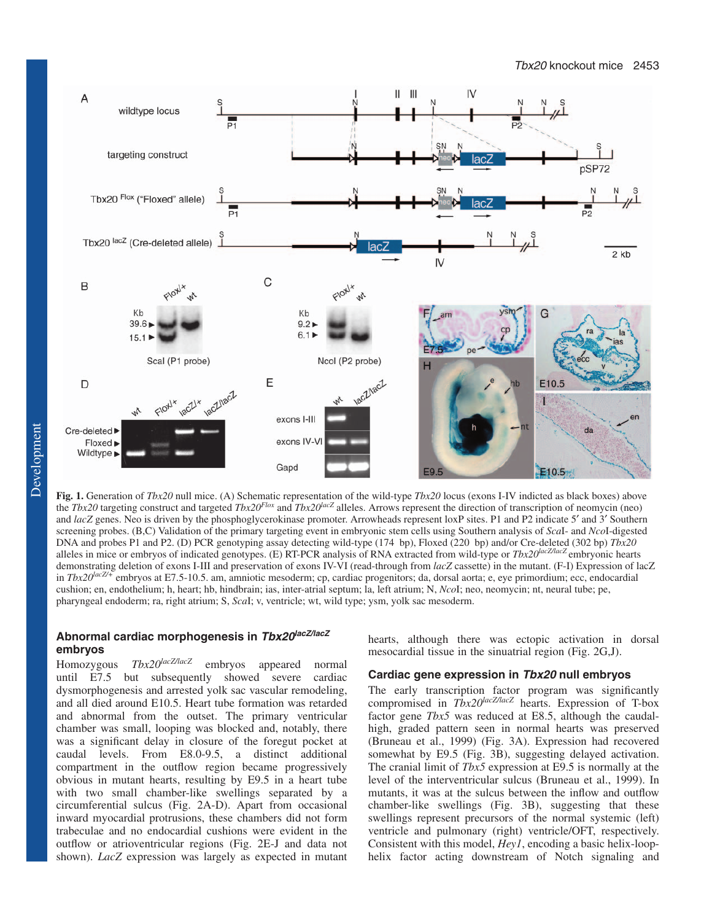**Fig. 1.** Generation of *Tbx20* null mice. (A) Schematic representation of the wild-type *Tbx20* locus (exons I-IV indicted as black boxes) above the *Tbx20* targeting construct and targeted $Tbx20^{Flox}$ and $Tbx20^{lacZ}$ alleles. Arrows represent the direction of transcription of neomycin (neo) and *lacZ* genes. Neo is driven by the phosphoglycerokinase promoter. Arrowheads represent loxP sites. P1 and P2 indicate 5′ and 3′ Southern screening probes. (B,C) Validation of the primary targeting event in embryonic stem cells using Southern analysis of *Sca*I- and *Nco*I-digested DNA and probes P1 and P2. (D) PCR genotyping assay detecting wild-type (174 bp), Floxed (220 bp) and/or Cre-deleted (302 bp) *Tbx20* alleles in mice or embryos of indicated genotypes. (E) RT-PCR analysis of RNA extracted from wild-type or $Tbx20^{lacZ/lacZ}$ embryonic hearts demonstrating deletion of exons I-III and preservation of exons IV-VI (read-through from *lacZ* cassette) in the mutant. (F-I) Expression of lacZ in $Tbx20^{lacZ/+}$ embryos at E7.5-10.5. am, amniotic mesoderm; cp, cardiac progenitors; da, dorsal aorta; e, eye primordium; ecc, endocardial cushion; en, endothelium; h, heart; hb, hindbrain; ias, inter-atrial septum; la, left atrium; N, *Nco*I; neo, neomycin; nt, neural tube; pe, pharyngeal endoderm; ra, right atrium; S, *Sca*I; v, ventricle; wt, wild type; ysm, yolk sac mesoderm.

## Abnormal cardiac morphogenesis in $Tbx20^{lacZ/lacZ}$ embryos

Homozygous $Tbx20^{lacZ/lacZ}$ embryos appeared normal until E7.5 but subsequently showed severe cardiac dysmorphogenesis and arrested yolk sac vascular remodeling, and all died around E10.5. Heart tube formation was retarded and abnormal from the outset. The primary ventricular chamber was small, looping was blocked and, notably, there was a significant delay in closure of the foregut pocket at caudal levels. From E8.0-9.5, a distinct additional compartment in the outflow region became progressively obvious in mutant hearts, resulting by E9.5 in a heart tube with two small chamber-like swellings separated by a circumferential sulcus (Fig. 2A-D). Apart from occasional inward myocardial protrusions, these chambers did not form trabeculae and no endocardial cushions were evident in the outflow or atrioventricular regions (Fig. 2E-J and data not shown). *LacZ* expression was largely as expected in mutant hearts, although there was ectopic activation in dorsal mesocardial tissue in the sinuatrial region (Fig. 2G,J).

## Cardiac gene expression in *Tbx20* null embryos

The early transcription factor program was significantly compromised in $Tbx20^{lacZ/lacZ}$ hearts. Expression of T-box factor gene *Tbx5* was reduced at E8.5, although the caudal-high, graded pattern seen in normal hearts was preserved (Bruneau et al., 1999) (Fig. 3A). Expression had recovered somewhat by E9.5 (Fig. 3B), suggesting delayed activation. The cranial limit of *Tbx5* expression at E9.5 is normally at the level of the interventricular sulcus (Bruneau et al., 1999). In mutants, it was at the sulcus between the inflow and outflow chamber-like swellings (Fig. 3B), suggesting that these swellings represent precursors of the normal systemic (left) ventricle and pulmonary (right) ventricle/OFT, respectively. Consistent with this model, *Hey1*, encoding a basic helix-loop-helix factor acting downstream of Notch signaling and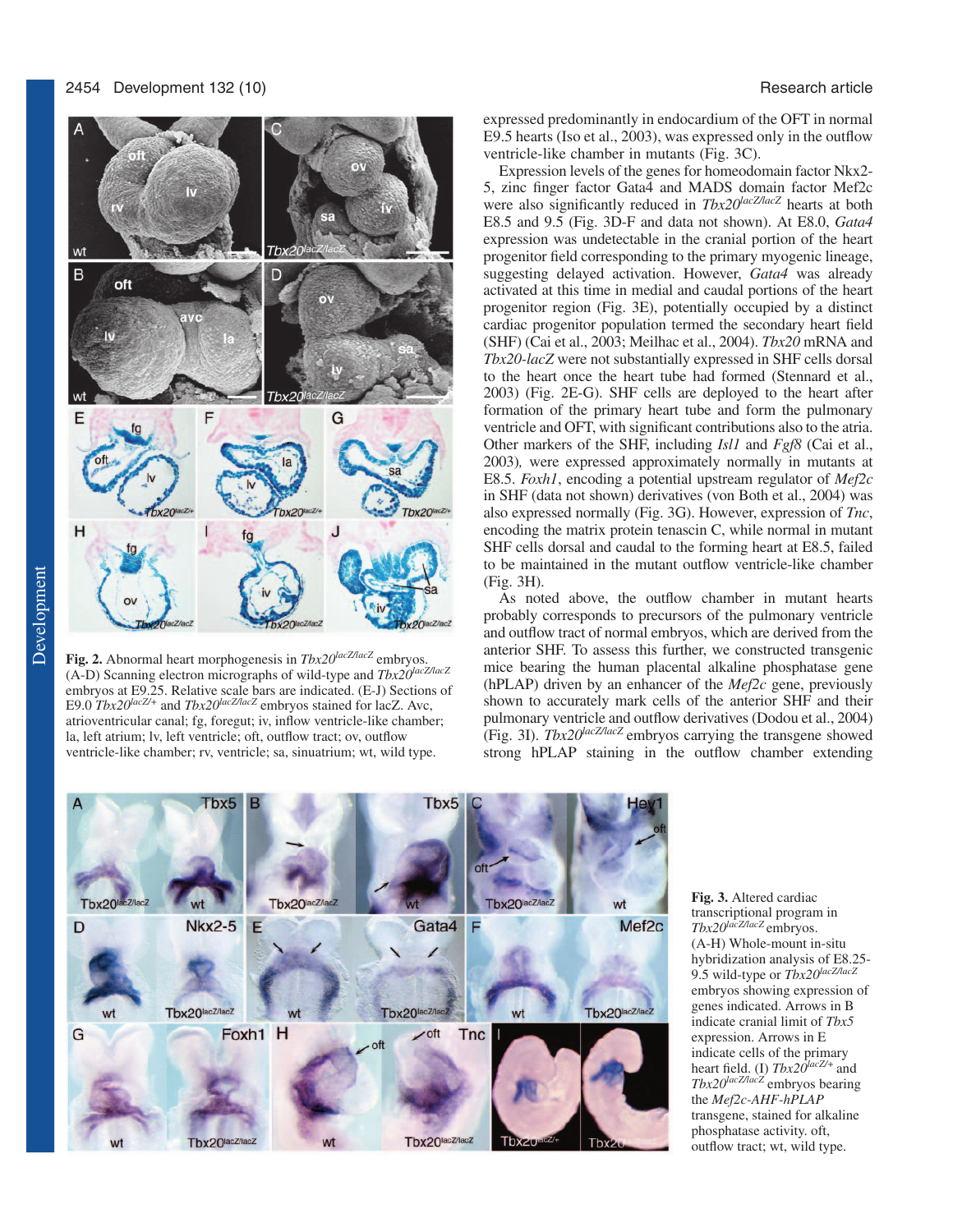**Fig. 2.** Abnormal heart morphogenesis in *Tbx20*$^{lacZ/lacZ}$ embryos. (A-D) Scanning electron micrographs of wild-type and *Tbx20*$^{lacZ/lacZ}$ embryos at E9.25. Relative scale bars are indicated. (E-J) Sections of E9.0 *Tbx20*$^{lacZ/+}$ and *Tbx20*$^{lacZ/lacZ}$ embryos stained for lacZ. Avc, atrioventricular canal; fg, foregut; iv, inflow ventricle-like chamber; la, left atrium; lv, left ventricle; oft, outflow tract; ov, outflow ventricle-like chamber; rv, ventricle; sa, sinuatrium; wt, wild type.

expressed predominantly in endocardium of the OFT in normal E9.5 hearts (Iso et al., 2003), was expressed only in the outflow ventricle-like chamber in mutants (Fig. 3C).

Expression levels of the genes for homeodomain factor Nkx2-5, zinc finger factor Gata4 and MADS domain factor Mef2c were also significantly reduced in *Tbx20*$^{lacZ/lacZ}$ hearts at both E8.5 and 9.5 (Fig. 3D-F and data not shown). At E8.0, *Gata4* expression was undetectable in the cranial portion of the heart progenitor field corresponding to the primary myogenic lineage, suggesting delayed activation. However, *Gata4* was already activated at this time in medial and caudal portions of the heart progenitor region (Fig. 3E), potentially occupied by a distinct cardiac progenitor population termed the secondary heart field (SHF) (Cai et al., 2003; Meilhac et al., 2004). *Tbx20* mRNA and *Tbx20-lacZ* were not substantially expressed in SHF cells dorsal to the heart once the heart tube had formed (Stennard et al., 2003) (Fig. 2E-G). SHF cells are deployed to the heart after formation of the primary heart tube and form the pulmonary ventricle and OFT, with significant contributions also to the atria. Other markers of the SHF, including *Isl1* and *Fgf8* (Cai et al., 2003), were expressed approximately normally in mutants at E8.5. *Foxh1*, encoding a potential upstream regulator of *Mef2c* in SHF (data not shown) derivatives (von Both et al., 2004) was also expressed normally (Fig. 3G). However, expression of *Tnc*, encoding the matrix protein tenascin C, while normal in mutant SHF cells dorsal and caudal to the forming heart at E8.5, failed to be maintained in the mutant outflow ventricle-like chamber (Fig. 3H).

As noted above, the outflow chamber in mutant hearts probably corresponds to precursors of the pulmonary ventricle and outflow tract of normal embryos, which are derived from the anterior SHF. To assess this further, we constructed transgenic mice bearing the human placental alkaline phosphatase gene (hPLAP) driven by an enhancer of the *Mef2c* gene, previously shown to accurately mark cells of the anterior SHF and their pulmonary ventricle and outflow derivatives (Dodou et al., 2004) (Fig. 3I). *Tbx20*$^{lacZ/lacZ}$ embryos carrying the transgene showed strong hPLAP staining in the outflow chamber extending

**Fig. 3.** Altered cardiac transcriptional program in *Tbx20*$^{lacZ/lacZ}$ embryos. (A-H) Whole-mount in-situ hybridization analysis of E8.25-9.5 wild-type or *Tbx20*$^{lacZ/lacZ}$ embryos showing expression of genes indicated. Arrows in B indicate cranial limit of *Tbx5* expression. Arrows in E indicate cells of the primary heart field. (I) *Tbx20*$^{lacZ/+}$ and *Tbx20*$^{lacZ/lacZ}$ embryos bearing the *Mef2c-AHF-hPLAP* transgene, stained for alkaline phosphatase activity. oft, outflow tract; wt, wild type.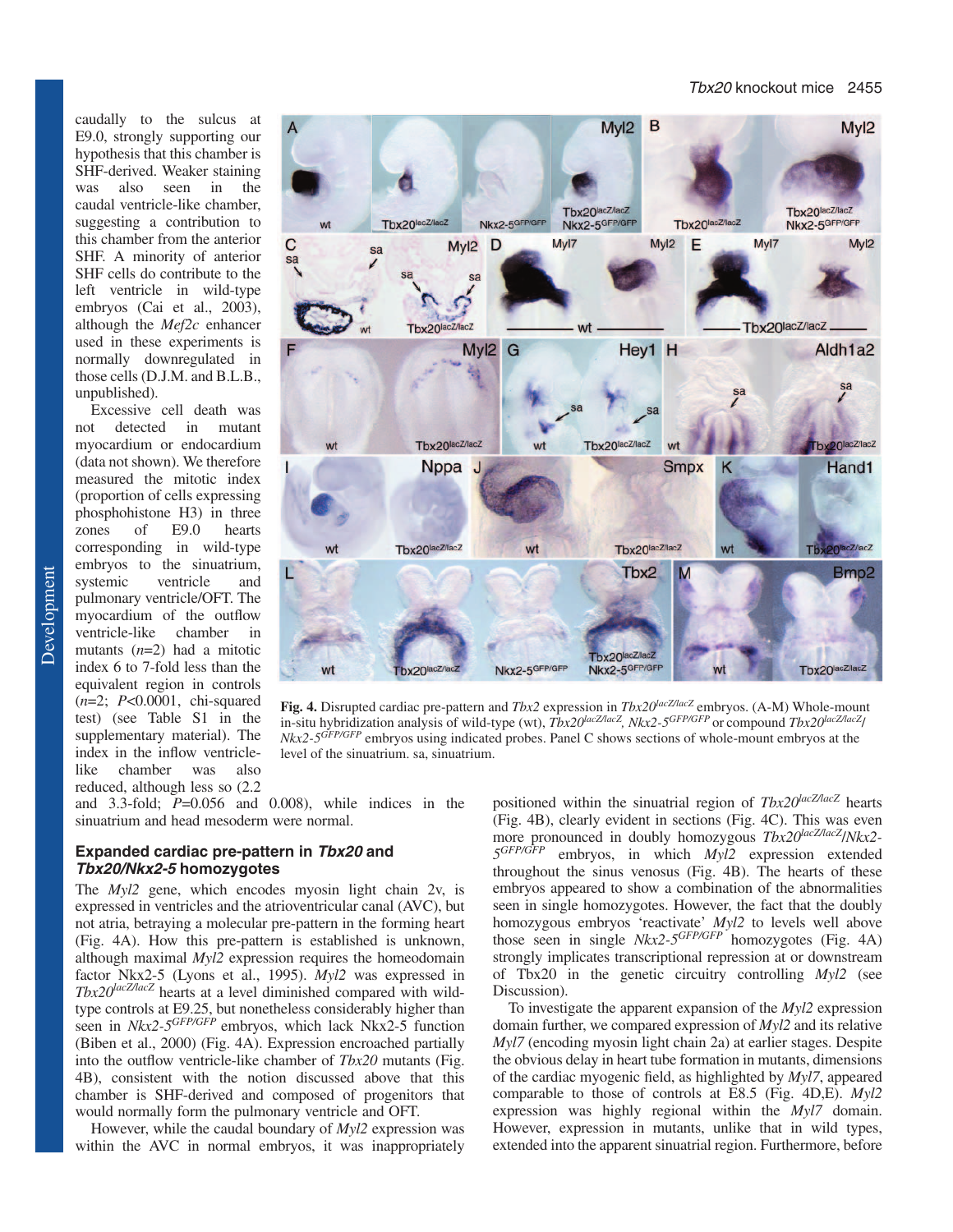caudally to the sulcus at E9.0, strongly supporting our hypothesis that this chamber is SHF-derived. Weaker staining was also seen in the caudal ventricle-like chamber, suggesting a contribution to this chamber from the anterior SHF. A minority of anterior SHF cells do contribute to the left ventricle in wild-type embryos (Cai et al., 2003), although the *Mef2c* enhancer used in these experiments is normally downregulated in those cells (D.J.M. and B.L.B., unpublished).

Excessive cell death was not detected in mutant myocardium or endocardium (data not shown). We therefore measured the mitotic index (proportion of cells expressing phosphohistone H3) in three zones of E9.0 hearts corresponding in wild-type embryos to the sinuatrium, systemic ventricle and pulmonary ventricle/OFT. The myocardium of the outflow ventricle-like chamber in mutants ($n$=2) had a mitotic index 6 to 7-fold less than the equivalent region in controls ($n$=2; $P$<0.0001, chi-squared test) (see Table S1 in the supplementary material). The index in the inflow ventricle-like chamber was also reduced, although less so (2.2 and 3.3-fold; $P$=0.056 and 0.008), while indices in the sinuatrium and head mesoderm were normal.

**Fig. 4.** Disrupted cardiac pre-pattern and *Tbx2* expression in $Tbx20^{lacZ/lacZ}$ embryos. (A-M) Whole-mount in-situ hybridization analysis of wild-type (wt), $Tbx20^{lacZ/lacZ}$, $Nkx2\text{-}5^{GFP/GFP}$ or compound $Tbx20^{lacZ/lacZ}/Nkx2\text{-}5^{GFP/GFP}$ embryos using indicated probes. Panel C shows sections of whole-mount embryos at the level of the sinuatrium. sa, sinuatrium.

### Expanded cardiac pre-pattern in *Tbx20* and *Tbx20/Nkx2-5* homozygotes

The *Myl2* gene, which encodes myosin light chain 2v, is expressed in ventricles and the atrioventricular canal (AVC), but not atria, betraying a molecular pre-pattern in the forming heart (Fig. 4A). How this pre-pattern is established is unknown, although maximal *Myl2* expression requires the homeodomain factor Nkx2-5 (Lyons et al., 1995). *Myl2* was expressed in $Tbx20^{lacZ/lacZ}$ hearts at a level diminished compared with wild-type controls at E9.25, but nonetheless considerably higher than seen in $Nkx2\text{-}5^{GFP/GFP}$ embryos, which lack Nkx2-5 function (Biben et al., 2000) (Fig. 4A). Expression encroached partially into the outflow ventricle-like chamber of *Tbx20* mutants (Fig. 4B), consistent with the notion discussed above that this chamber is SHF-derived and composed of progenitors that would normally form the pulmonary ventricle and OFT.

However, while the caudal boundary of *Myl2* expression was within the AVC in normal embryos, it was inappropriately positioned within the sinuatrial region of $Tbx20^{lacZ/lacZ}$ hearts (Fig. 4B), clearly evident in sections (Fig. 4C). This was even more pronounced in doubly homozygous $Tbx20^{lacZ/lacZ}/Nkx2\text{-}5^{GFP/GFP}$ embryos, in which *Myl2* expression extended throughout the sinus venosus (Fig. 4B). The hearts of these embryos appeared to show a combination of the abnormalities seen in single homozygotes. However, the fact that the doubly homozygous embryos 'reactivate' *Myl2* to levels well above those seen in single $Nkx2\text{-}5^{GFP/GFP}$ homozygotes (Fig. 4A) strongly implicates transcriptional repression at or downstream of Tbx20 in the genetic circuitry controlling *Myl2* (see Discussion).

To investigate the apparent expansion of the *Myl2* expression domain further, we compared expression of *Myl2* and its relative *Myl7* (encoding myosin light chain 2a) at earlier stages. Despite the obvious delay in heart tube formation in mutants, dimensions of the cardiac myogenic field, as highlighted by *Myl7*, appeared comparable to those of controls at E8.5 (Fig. 4D,E). *Myl2* expression was highly regional within the *Myl7* domain. However, expression in mutants, unlike that in wild types, extended into the apparent sinuatrial region. Furthermore, before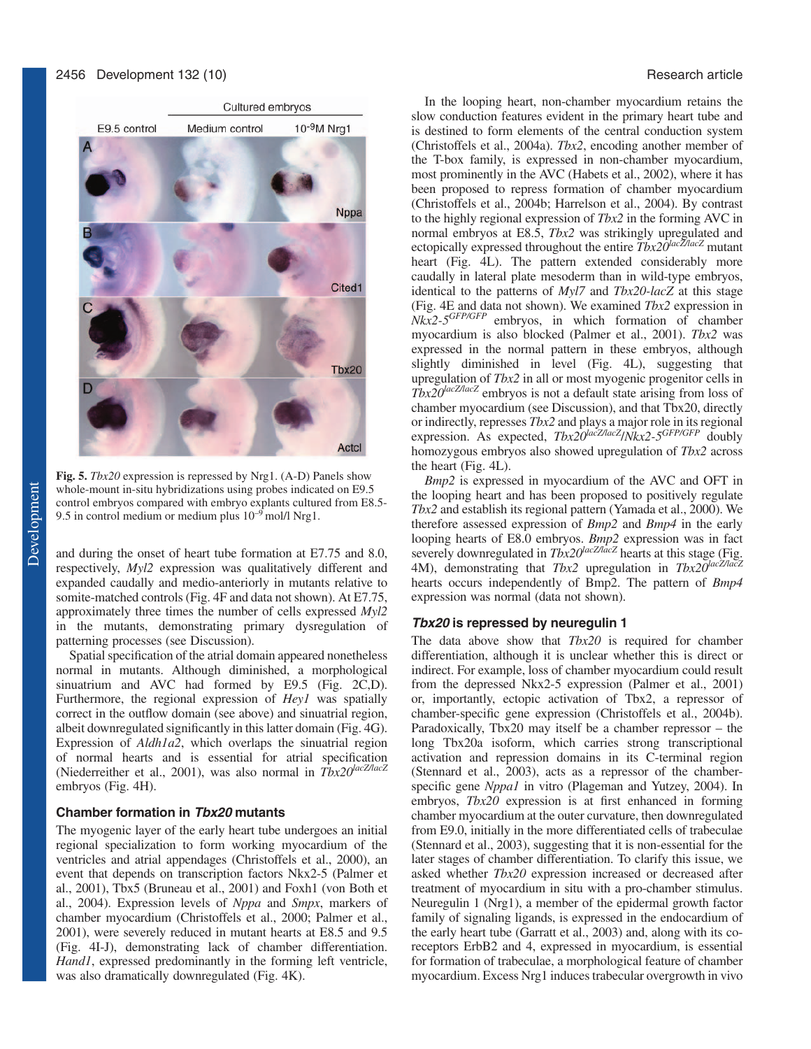**Fig. 5.** *Tbx20* expression is repressed by Nrg1. (A-D) Panels show whole-mount in-situ hybridizations using probes indicated on E9.5 control embryos compared with embryo explants cultured from E8.5-9.5 in control medium or medium plus $10^{-9}$ mol/l Nrg1.

and during the onset of heart tube formation at E7.75 and 8.0, respectively, *Myl2* expression was qualitatively different and expanded caudally and medio-anteriorly in mutants relative to somite-matched controls (Fig. 4F and data not shown). At E7.75, approximately three times the number of cells expressed *Myl2* in the mutants, demonstrating primary dysregulation of patterning processes (see Discussion).

Spatial specification of the atrial domain appeared nonetheless normal in mutants. Although diminished, a morphological sinuatrium and AVC had formed by E9.5 (Fig. 2C,D). Furthermore, the regional expression of *Hey1* was spatially correct in the outflow domain (see above) and sinuatrial region, albeit downregulated significantly in this latter domain (Fig. 4G). Expression of *Aldh1a2*, which overlaps the sinuatrial region of normal hearts and is essential for atrial specification (Niederreither et al., 2001), was also normal in $Tbx20^{lacZ/lacZ}$ embryos (Fig. 4H).

### Chamber formation in *Tbx20* mutants

The myogenic layer of the early heart tube undergoes an initial regional specialization to form working myocardium of the ventricles and atrial appendages (Christoffels et al., 2000), an event that depends on transcription factors Nkx2-5 (Palmer et al., 2001), Tbx5 (Bruneau et al., 2001) and Foxh1 (von Both et al., 2004). Expression levels of *Nppa* and *Smpx*, markers of chamber myocardium (Christoffels et al., 2000; Palmer et al., 2001), were severely reduced in mutant hearts at E8.5 and 9.5 (Fig. 4I-J), demonstrating lack of chamber differentiation. *Hand1*, expressed predominantly in the forming left ventricle, was also dramatically downregulated (Fig. 4K).

In the looping heart, non-chamber myocardium retains the slow conduction features evident in the primary heart tube and is destined to form elements of the central conduction system (Christoffels et al., 2004a). *Tbx2*, encoding another member of the T-box family, is expressed in non-chamber myocardium, most prominently in the AVC (Habets et al., 2002), where it has been proposed to repress formation of chamber myocardium (Christoffels et al., 2004b; Harrelson et al., 2004). By contrast to the highly regional expression of *Tbx2* in the forming AVC in normal embryos at E8.5, *Tbx2* was strikingly upregulated and ectopically expressed throughout the entire $Tbx20^{lacZ/lacZ}$ mutant heart (Fig. 4L). The pattern extended considerably more caudally in lateral plate mesoderm than in wild-type embryos, identical to the patterns of *Myl7* and *Tbx20-lacZ* at this stage (Fig. 4E and data not shown). We examined *Tbx2* expression in $Nkx2\text{-}5^{GFP/GFP}$ embryos, in which formation of chamber myocardium is also blocked (Palmer et al., 2001). *Tbx2* was expressed in the normal pattern in these embryos, although slightly diminished in level (Fig. 4L), suggesting that upregulation of *Tbx2* in all or most myogenic progenitor cells in $Tbx20^{lacZ/lacZ}$ embryos is not a default state arising from loss of chamber myocardium (see Discussion), and that Tbx20, directly or indirectly, represses *Tbx2* and plays a major role in its regional expression. As expected, $Tbx20^{lacZ/lacZ}/Nkx2\text{-}5^{GFP/GFP}$ doubly homozygous embryos also showed upregulation of *Tbx2* across the heart (Fig. 4L).

*Bmp2* is expressed in myocardium of the AVC and OFT in the looping heart and has been proposed to positively regulate *Tbx2* and establish its regional pattern (Yamada et al., 2000). We therefore assessed expression of *Bmp2* and *Bmp4* in the early looping hearts of E8.0 embryos. *Bmp2* expression was in fact severely downregulated in $Tbx20^{lacZ/lacZ}$ hearts at this stage (Fig. 4M), demonstrating that *Tbx2* upregulation in $Tbx20^{lacZ/lacZ}$ hearts occurs independently of Bmp2. The pattern of *Bmp4* expression was normal (data not shown).

### *Tbx20* is repressed by neuregulin 1

The data above show that *Tbx20* is required for chamber differentiation, although it is unclear whether this is direct or indirect. For example, loss of chamber myocardium could result from the depressed Nkx2-5 expression (Palmer et al., 2001) or, importantly, ectopic activation of Tbx2, a repressor of chamber-specific gene expression (Christoffels et al., 2004b). Paradoxically, Tbx20 may itself be a chamber repressor – the long Tbx20a isoform, which carries strong transcriptional activation and repression domains in its C-terminal region (Stennard et al., 2003), acts as a repressor of the chamber-specific gene *Nppa1* in vitro (Plageman and Yutzey, 2004). In embryos, *Tbx20* expression is at first enhanced in forming chamber myocardium at the outer curvature, then downregulated from E9.0, initially in the more differentiated cells of trabeculae (Stennard et al., 2003), suggesting that it is non-essential for the later stages of chamber differentiation. To clarify this issue, we asked whether *Tbx20* expression increased or decreased after treatment of myocardium in situ with a pro-chamber stimulus. Neuregulin 1 (Nrg1), a member of the epidermal growth factor family of signaling ligands, is expressed in the endocardium of the early heart tube (Garratt et al., 2003) and, along with its co-receptors ErbB2 and 4, expressed in myocardium, is essential for formation of trabeculae, a morphological feature of chamber myocardium. Excess Nrg1 induces trabecular overgrowth in vivo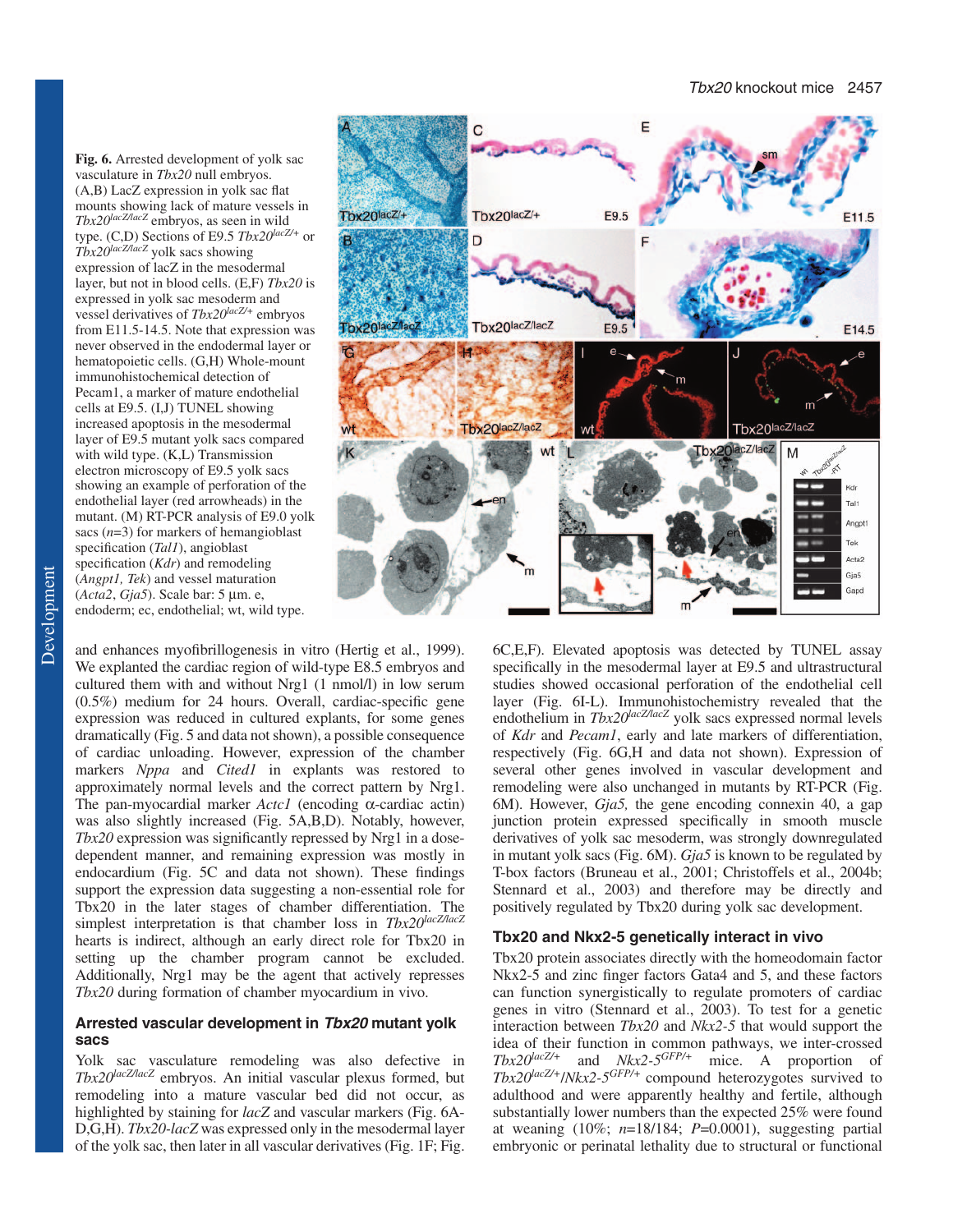**Fig. 6.** Arrested development of yolk sac vasculature in *Tbx20* null embryos. (A,B) LacZ expression in yolk sac flat mounts showing lack of mature vessels in *Tbx20*$^{lacZ/lacZ}$ embryos, as seen in wild type. (C,D) Sections of E9.5 *Tbx20*$^{lacZ/+}$ or *Tbx20*$^{lacZ/lacZ}$ yolk sacs showing expression of lacZ in the mesodermal layer, but not in blood cells. (E,F) *Tbx20* is expressed in yolk sac mesoderm and vessel derivatives of *Tbx20*$^{lacZ/+}$ embryos from E11.5-14.5. Note that expression was never observed in the endodermal layer or hematopoietic cells. (G,H) Whole-mount immunohistochemical detection of Pecam1, a marker of mature endothelial cells at E9.5. (I,J) TUNEL showing increased apoptosis in the mesodermal layer of E9.5 mutant yolk sacs compared with wild type. (K,L) Transmission electron microscopy of E9.5 yolk sacs showing an example of perforation of the endothelial layer (red arrowheads) in the mutant. (M) RT-PCR analysis of E9.0 yolk sacs ($n$=3) for markers of hemangioblast specification (*Tal1*), angioblast specification (*Kdr*) and remodeling (*Angpt1, Tek*) and vessel maturation (*Acta2*, *Gja5*). Scale bar: 5 μm. e, endoderm; ec, endothelial; wt, wild type.

and enhances myofibrillogenesis in vitro (Hertig et al., 1999). We explanted the cardiac region of wild-type E8.5 embryos and cultured them with and without Nrg1 (1 nmol/l) in low serum (0.5%) medium for 24 hours. Overall, cardiac-specific gene expression was reduced in cultured explants, for some genes dramatically (Fig. 5 and data not shown), a possible consequence of cardiac unloading. However, expression of the chamber markers *Nppa* and *Cited1* in explants was restored to approximately normal levels and the correct pattern by Nrg1. The pan-myocardial marker *Actc1* (encoding α-cardiac actin) was also slightly increased (Fig. 5A,B,D). Notably, however, *Tbx20* expression was significantly repressed by Nrg1 in a dose-dependent manner, and remaining expression was mostly in endocardium (Fig. 5C and data not shown). These findings support the expression data suggesting a non-essential role for Tbx20 in the later stages of chamber differentiation. The simplest interpretation is that chamber loss in *Tbx20*$^{lacZ/lacZ}$ hearts is indirect, although an early direct role for Tbx20 in setting up the chamber program cannot be excluded. Additionally, Nrg1 may be the agent that actively represses *Tbx20* during formation of chamber myocardium in vivo.

## Arrested vascular development in *Tbx20* mutant yolk sacs

Yolk sac vasculature remodeling was also defective in *Tbx20*$^{lacZ/lacZ}$ embryos. An initial vascular plexus formed, but remodeling into a mature vascular bed did not occur, as highlighted by staining for *lacZ* and vascular markers (Fig. 6A-D,G,H). *Tbx20-lacZ* was expressed only in the mesodermal layer of the yolk sac, then later in all vascular derivatives (Fig. 1F; Fig. 6C,E,F). Elevated apoptosis was detected by TUNEL assay specifically in the mesodermal layer at E9.5 and ultrastructural studies showed occasional perforation of the endothelial cell layer (Fig. 6I-L). Immunohistochemistry revealed that the endothelium in *Tbx20*$^{lacZ/lacZ}$ yolk sacs expressed normal levels of *Kdr* and *Pecam1*, early and late markers of differentiation, respectively (Fig. 6G,H and data not shown). Expression of several other genes involved in vascular development and remodeling were also unchanged in mutants by RT-PCR (Fig. 6M). However, *Gja5,* the gene encoding connexin 40, a gap junction protein expressed specifically in smooth muscle derivatives of yolk sac mesoderm, was strongly downregulated in mutant yolk sacs (Fig. 6M). *Gja5* is known to be regulated by T-box factors (Bruneau et al., 2001; Christoffels et al., 2004b; Stennard et al., 2003) and therefore may be directly and positively regulated by Tbx20 during yolk sac development.

## Tbx20 and Nkx2-5 genetically interact in vivo

Tbx20 protein associates directly with the homeodomain factor Nkx2-5 and zinc finger factors Gata4 and 5, and these factors can function synergistically to regulate promoters of cardiac genes in vitro (Stennard et al., 2003). To test for a genetic interaction between *Tbx20* and *Nkx2-5* that would support the idea of their function in common pathways, we inter-crossed *Tbx20*$^{lacZ/+}$ and *Nkx2-5*$^{GFP/+}$ mice. A proportion of *Tbx20*$^{lacZ/+}$/*Nkx2-5*$^{GFP/+}$ compound heterozygotes survived to adulthood and were apparently healthy and fertile, although substantially lower numbers than the expected 25% were found at weaning (10%; $n$=18/184; $P$=0.0001), suggesting partial embryonic or perinatal lethality due to structural or functional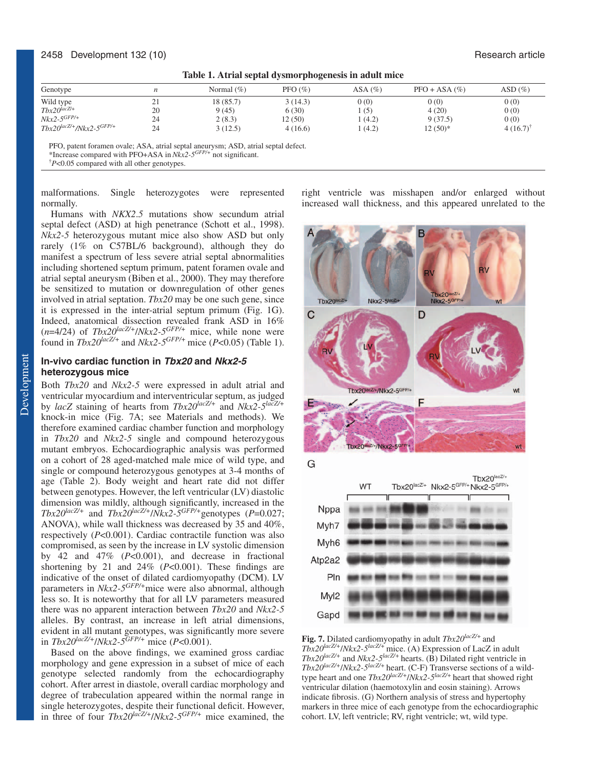**Table 1. Atrial septal dysmorphogenesis in adult mice**

| Genotype | *n* | Normal (%) | PFO (%) | ASA (%) | PFO + ASA (%) | ASD (%) |
|---|---|---|---|---|---|---|
| Wild type | 21 | 18 (85.7) | 3 (14.3) | 0 (0) | 0 (0) | 0 (0) |
| $Tbx20^{lacZ/+}$ | 20 | 9 (45) | 6 (30) | 1 (5) | 4 (20) | 0 (0) |
| $Nkx2\text{-}5^{GFP/+}$ | 24 | 2 (8.3) | 12 (50) | 1 (4.2) | 9 (37.5) | 0 (0) |
| $Tbx20^{lacZ/+}/Nkx2\text{-}5^{GFP/+}$ | 24 | 3 (12.5) | 4 (16.6) | 1 (4.2) | 12 (50)* | 4 (16.7)† |

PFO, patent foramen ovale; ASA, atrial septal aneurysm; ASD, atrial septal defect.
*Increase compared with PFO+ASA in $Nkx2\text{-}5^{GFP/+}$ not significant.
†$P<0.05$ compared with all other genotypes.

malformations. Single heterozygotes were represented normally.

Humans with *NKX2.5* mutations show secundum atrial septal defect (ASD) at high penetrance (Schott et al., 1998). *Nkx2-5* heterozygous mutant mice also show ASD but only rarely (1% on C57BL/6 background), although they do manifest a spectrum of less severe atrial septal abnormalities including shortened septum primum, patent foramen ovale and atrial septal aneurysm (Biben et al., 2000). They may therefore be sensitized to mutation or downregulation of other genes involved in atrial septation. *Tbx20* may be one such gene, since it is expressed in the inter-atrial septum primum (Fig. 1G). Indeed, anatomical dissection revealed frank ASD in 16% ($n$=4/24) of $Tbx20^{lacZ/+}/Nkx2\text{-}5^{GFP/+}$ mice, while none were found in $Tbx20^{lacZ/+}$ and $Nkx2\text{-}5^{GFP/+}$ mice ($P<0.05$) (Table 1).

### In-vivo cardiac function in *Tbx20* and *Nkx2-5* heterozygous mice

Both *Tbx20* and *Nkx2-5* were expressed in adult atrial and ventricular myocardium and interventricular septum, as judged by *lacZ* staining of hearts from $Tbx20^{lacZ/+}$ and $Nkx2\text{-}5^{lacZ/+}$ knock-in mice (Fig. 7A; see Materials and methods). We therefore examined cardiac chamber function and morphology in *Tbx20* and *Nkx2-5* single and compound heterozygous mutant embryos. Echocardiographic analysis was performed on a cohort of 28 aged-matched male mice of wild type, and single or compound heterozygous genotypes at 3-4 months of age (Table 2). Body weight and heart rate did not differ between genotypes. However, the left ventricular (LV) diastolic dimension was mildly, although significantly, increased in the $Tbx20^{lacZ/+}$ and $Tbx20^{lacZ/+}/Nkx2\text{-}5^{GFP/+}$ genotypes ($P$=0.027; ANOVA), while wall thickness was decreased by 35 and 40%, respectively ($P<0.001$). Cardiac contractile function was also compromised, as seen by the increase in LV systolic dimension by 42 and 47% ($P<0.001$), and decrease in fractional shortening by 21 and 24% ($P<0.001$). These findings are indicative of the onset of dilated cardiomyopathy (DCM). LV parameters in $Nkx2\text{-}5^{GFP/+}$ mice were also abnormal, although less so. It is noteworthy that for all LV parameters measured there was no apparent interaction between *Tbx20* and *Nkx2-5* alleles. By contrast, an increase in left atrial dimensions, evident in all mutant genotypes, was significantly more severe in $Tbx20^{lacZ/+}/Nkx2\text{-}5^{GFP/+}$ mice ($P<0.001$).

Based on the above findings, we examined gross cardiac morphology and gene expression in a subset of mice of each genotype selected randomly from the echocardiography cohort. After arrest in diastole, overall cardiac morphology and degree of trabeculation appeared within the normal range in single heterozygotes, despite their functional deficit. However, in three of four $Tbx20^{lacZ/+}/Nkx2\text{-}5^{GFP/+}$ mice examined, the right ventricle was misshapen and/or enlarged without increased wall thickness, and this appeared unrelated to the

**Fig. 7.** Dilated cardiomyopathy in adult $Tbx20^{lacZ/+}$ and $Tbx20^{lacZ/+}/Nkx2\text{-}5^{lacZ/+}$ mice. (A) Expression of LacZ in adult $Tbx20^{lacZ/+}$ and $Nkx2\text{-}5^{lacZ/+}$ hearts. (B) Dilated right ventricle in $Tbx20^{lacZ/+}/Nkx2\text{-}5^{lacZ/+}$ heart. (C-F) Transverse sections of a wild-type heart and one $Tbx20^{lacZ/+}/Nkx2\text{-}5^{lacZ/+}$ heart that showed right ventricular dilation (haemotoxylin and eosin staining). Arrows indicate fibrosis. (G) Northern analysis of stress and hypertophy markers in three mice of each genotype from the echocardiographic cohort. LV, left ventricle; RV, right ventricle; wt, wild type.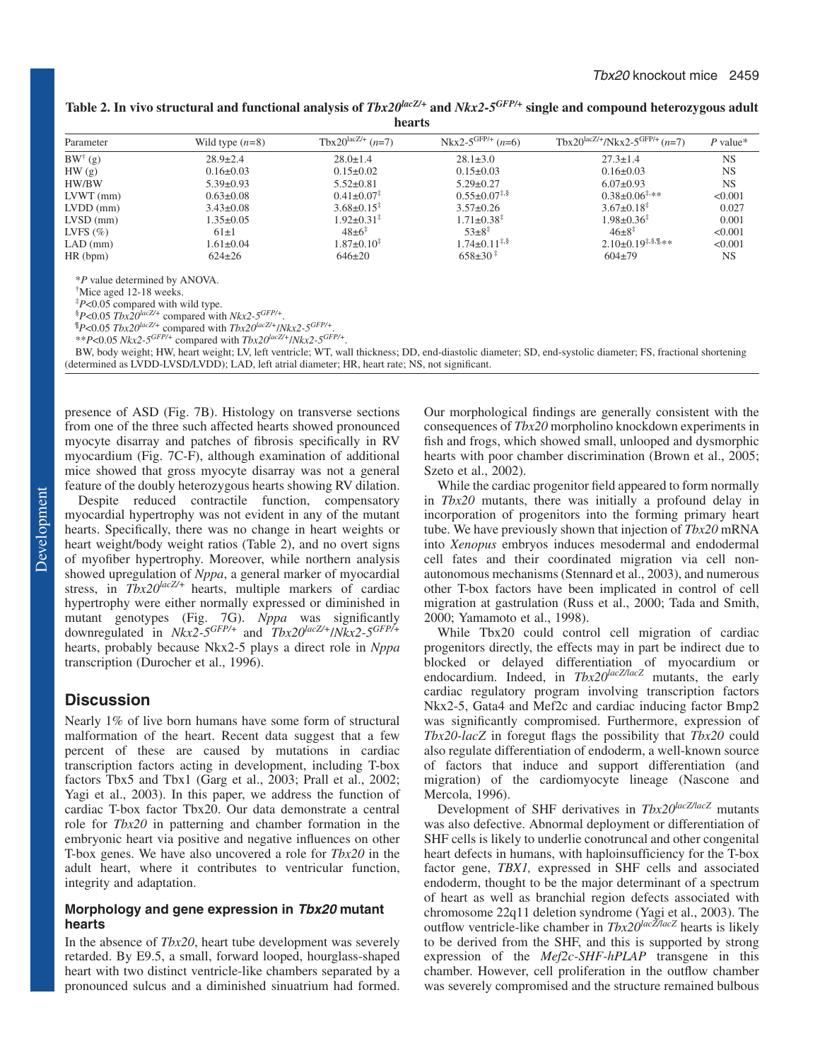**Table 2. In vivo structural and functional analysis of *Tbx20*$^{lacZ/+}$ and *Nkx2-5*$^{GFP/+}$ single and compound heterozygous adult hearts**

| Parameter | Wild type (*n*=8) | Tbx20$^{lacZ/+}$ (*n*=7) | Nkx2-5$^{GFP/+}$ (*n*=6) | Tbx20$^{lacZ/+}$/Nkx2-5$^{GFP/+}$ (*n*=7) | *P* value* |
|---|---|---|---|---|---|
| BW† (g) | 28.9±2.4 | 28.0±1.4 | 28.1±3.0 | 27.3±1.4 | NS |
| HW (g) | 0.16±0.03 | 0.15±0.02 | 0.15±0.03 | 0.16±0.03 | NS |
| HW/BW | 5.39±0.93 | 5.52±0.81 | 5.29±0.27 | 6.07±0.93 | NS |
| LVWT (mm) | 0.63±0.08 | 0.41±0.07‡ | 0.55±0.07‡,§ | 0.38±0.06‡,** | <0.001 |
| LVDD (mm) | 3.43±0.08 | 3.68±0.15‡ | 3.57±0.26 | 3.67±0.18‡ | 0.027 |
| LVSD (mm) | 1.35±0.05 | 1.92±0.31‡ | 1.71±0.38‡ | 1.98±0.36‡ | 0.001 |
| LVFS (%) | 61±1 | 48±6‡ | 53±8‡ | 46±8‡ | <0.001 |
| LAD (mm) | 1.61±0.04 | 1.87±0.10‡ | 1.74±0.11‡,§ | 2.10±0.19‡,§,¶,** | <0.001 |
| HR (bpm) | 624±26 | 646±20 | 658±30‡ | 604±79 | NS |

**P* value determined by ANOVA.
†Mice aged 12-18 weeks.
‡$P<0.05$ compared with wild type.
§$P<0.05$ *Tbx20*$^{lacZ/+}$ compared with *Nkx2-5*$^{GFP/+}$.
¶$P<0.05$ *Tbx20*$^{lacZ/+}$ compared with *Tbx20*$^{lacZ/+}$/*Nkx2-5*$^{GFP/+}$.
**$P<0.05$ *Nkx2-5*$^{GFP/+}$ compared with *Tbx20*$^{lacZ/+}$/*Nkx2-5*$^{GFP/+}$.
BW, body weight; HW, heart weight; LV, left ventricle; WT, wall thickness; DD, end-diastolic diameter; SD, end-systolic diameter; FS, fractional shortening (determined as LVDD-LVSD/LVDD); LAD, left atrial diameter; HR, heart rate; NS, not significant.

presence of ASD (Fig. 7B). Histology on transverse sections from one of the three such affected hearts showed pronounced myocyte disarray and patches of fibrosis specifically in RV myocardium (Fig. 7C-F), although examination of additional mice showed that gross myocyte disarray was not a general feature of the doubly heterozygous hearts showing RV dilation.

Despite reduced contractile function, compensatory myocardial hypertrophy was not evident in any of the mutant hearts. Specifically, there was no change in heart weights or heart weight/body weight ratios (Table 2), and no overt signs of myofiber hypertrophy. Moreover, while northern analysis showed upregulation of *Nppa*, a general marker of myocardial stress, in *Tbx20*$^{lacZ/+}$ hearts, multiple markers of cardiac hypertrophy were either normally expressed or diminished in mutant genotypes (Fig. 7G). *Nppa* was significantly downregulated in *Nkx2-5*$^{GFP/+}$ and *Tbx20*$^{lacZ/+}$/*Nkx2-5*$^{GFP/+}$ hearts, probably because Nkx2-5 plays a direct role in *Nppa* transcription (Durocher et al., 1996).

## Discussion

Nearly 1% of live born humans have some form of structural malformation of the heart. Recent data suggest that a few percent of these are caused by mutations in cardiac transcription factors acting in development, including T-box factors Tbx5 and Tbx1 (Garg et al., 2003; Prall et al., 2002; Yagi et al., 2003). In this paper, we address the function of cardiac T-box factor Tbx20. Our data demonstrate a central role for *Tbx20* in patterning and chamber formation in the embryonic heart via positive and negative influences on other T-box genes. We have also uncovered a role for *Tbx20* in the adult heart, where it contributes to ventricular function, integrity and adaptation.

### Morphology and gene expression in *Tbx20* mutant hearts

In the absence of *Tbx20*, heart tube development was severely retarded. By E9.5, a small, forward looped, hourglass-shaped heart with two distinct ventricle-like chambers separated by a pronounced sulcus and a diminished sinuatrium had formed. Our morphological findings are generally consistent with the consequences of *Tbx20* morpholino knockdown experiments in fish and frogs, which showed small, unlooped and dysmorphic hearts with poor chamber discrimination (Brown et al., 2005; Szeto et al., 2002).

While the cardiac progenitor field appeared to form normally in *Tbx20* mutants, there was initially a profound delay in incorporation of progenitors into the forming primary heart tube. We have previously shown that injection of *Tbx20* mRNA into *Xenopus* embryos induces mesodermal and endodermal cell fates and their coordinated migration via cell non-autonomous mechanisms (Stennard et al., 2003), and numerous other T-box factors have been implicated in control of cell migration at gastrulation (Russ et al., 2000; Tada and Smith, 2000; Yamamoto et al., 1998).

While Tbx20 could control cell migration of cardiac progenitors directly, the effects may in part be indirect due to blocked or delayed differentiation of myocardium or endocardium. Indeed, in *Tbx20*$^{lacZ/lacZ}$ mutants, the early cardiac regulatory program involving transcription factors Nkx2-5, Gata4 and Mef2c and cardiac inducing factor Bmp2 was significantly compromised. Furthermore, expression of *Tbx20-lacZ* in foregut flags the possibility that *Tbx20* could also regulate differentiation of endoderm, a well-known source of factors that induce and support differentiation (and migration) of the cardiomyocyte lineage (Nascone and Mercola, 1996).

Development of SHF derivatives in *Tbx20*$^{lacZ/lacZ}$ mutants was also defective. Abnormal deployment or differentiation of SHF cells is likely to underlie conotruncal and other congenital heart defects in humans, with haploinsufficiency for the T-box factor gene, *TBX1,* expressed in SHF cells and associated endoderm, thought to be the major determinant of a spectrum of heart as well as branchial region defects associated with chromosome 22q11 deletion syndrome (Yagi et al., 2003). The outflow ventricle-like chamber in *Tbx20*$^{lacZ/lacZ}$ hearts is likely to be derived from the SHF, and this is supported by strong expression of the *Mef2c-SHF-hPLAP* transgene in this chamber. However, cell proliferation in the outflow chamber was severely compromised and the structure remained bulbous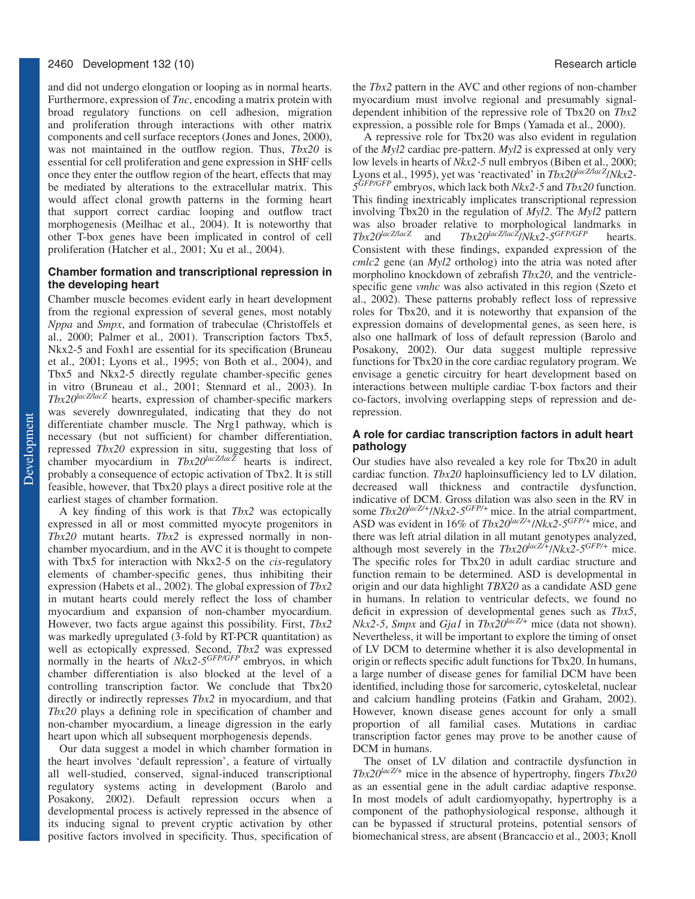and did not undergo elongation or looping as in normal hearts. Furthermore, expression of *Tnc*, encoding a matrix protein with broad regulatory functions on cell adhesion, migration and proliferation through interactions with other matrix components and cell surface receptors (Jones and Jones, 2000), was not maintained in the outflow region. Thus, *Tbx20* is essential for cell proliferation and gene expression in SHF cells once they enter the outflow region of the heart, effects that may be mediated by alterations to the extracellular matrix. This would affect clonal growth patterns in the forming heart that support correct cardiac looping and outflow tract morphogenesis (Meilhac et al., 2004). It is noteworthy that other T-box genes have been implicated in control of cell proliferation (Hatcher et al., 2001; Xu et al., 2004).

### Chamber formation and transcriptional repression in the developing heart

Chamber muscle becomes evident early in heart development from the regional expression of several genes, most notably *Nppa* and *Smpx*, and formation of trabeculae (Christoffels et al., 2000; Palmer et al., 2001). Transcription factors Tbx5, Nkx2-5 and Foxh1 are essential for its specification (Bruneau et al., 2001; Lyons et al., 1995; von Both et al., 2004), and Tbx5 and Nkx2-5 directly regulate chamber-specific genes in vitro (Bruneau et al., 2001; Stennard et al., 2003). In $Tbx20^{lacZ/lacZ}$ hearts, expression of chamber-specific markers was severely downregulated, indicating that they do not differentiate chamber muscle. The Nrg1 pathway, which is necessary (but not sufficient) for chamber differentiation, repressed *Tbx20* expression in situ, suggesting that loss of chamber myocardium in $Tbx20^{lacZ/lacZ}$ hearts is indirect, probably a consequence of ectopic activation of Tbx2. It is still feasible, however, that Tbx20 plays a direct positive role at the earliest stages of chamber formation.

A key finding of this work is that *Tbx2* was ectopically expressed in all or most committed myocyte progenitors in *Tbx20* mutant hearts. *Tbx2* is expressed normally in non-chamber myocardium, and in the AVC it is thought to compete with Tbx5 for interaction with Nkx2-5 on the *cis*-regulatory elements of chamber-specific genes, thus inhibiting their expression (Habets et al., 2002). The global expression of *Tbx2* in mutant hearts could merely reflect the loss of chamber myocardium and expansion of non-chamber myocardium. However, two facts argue against this possibility. First, *Tbx2* was markedly upregulated (3-fold by RT-PCR quantitation) as well as ectopically expressed. Second, *Tbx2* was expressed normally in the hearts of $Nkx2\text{-}5^{GFP/GFP}$ embryos, in which chamber differentiation is also blocked at the level of a controlling transcription factor. We conclude that Tbx20 directly or indirectly represses *Tbx2* in myocardium, and that *Tbx20* plays a defining role in specification of chamber and non-chamber myocardium, a lineage digression in the early heart upon which all subsequent morphogenesis depends.

Our data suggest a model in which chamber formation in the heart involves 'default repression', a feature of virtually all well-studied, conserved, signal-induced transcriptional regulatory systems acting in development (Barolo and Posakony, 2002). Default repression occurs when a developmental process is actively repressed in the absence of its inducing signal to prevent cryptic activation by other positive factors involved in specificity. Thus, specification of the *Tbx2* pattern in the AVC and other regions of non-chamber myocardium must involve regional and presumably signal-dependent inhibition of the repressive role of Tbx20 on *Tbx2* expression, a possible role for Bmps (Yamada et al., 2000).

A repressive role for Tbx20 was also evident in regulation of the *Myl2* cardiac pre-pattern. *Myl2* is expressed at only very low levels in hearts of *Nkx2-5* null embryos (Biben et al., 2000; Lyons et al., 1995), yet was 'reactivated' in $Tbx20^{lacZ/lacZ}/Nkx2\text{-}5^{GFP/GFP}$ embryos, which lack both *Nkx2-5* and *Tbx20* function. This finding inextricably implicates transcriptional repression involving Tbx20 in the regulation of *Myl2*. The *Myl2* pattern was also broader relative to morphological landmarks in $Tbx20^{lacZ/lacZ}$ and $Tbx20^{lacZ/lacZ}/Nkx2\text{-}5^{GFP/GFP}$ hearts. Consistent with these findings, expanded expression of the *cmlc2* gene (an *Myl2* ortholog) into the atria was noted after morpholino knockdown of zebrafish *Tbx20*, and the ventricle-specific gene *vmhc* was also activated in this region (Szeto et al., 2002). These patterns probably reflect loss of repressive roles for Tbx20, and it is noteworthy that expansion of the expression domains of developmental genes, as seen here, is also one hallmark of loss of default repression (Barolo and Posakony, 2002). Our data suggest multiple repressive functions for Tbx20 in the core cardiac regulatory program. We envisage a genetic circuitry for heart development based on interactions between multiple cardiac T-box factors and their co-factors, involving overlapping steps of repression and de-repression.

### A role for cardiac transcription factors in adult heart pathology

Our studies have also revealed a key role for Tbx20 in adult cardiac function. *Tbx20* haploinsufficiency led to LV dilation, decreased wall thickness and contractile dysfunction, indicative of DCM. Gross dilation was also seen in the RV in some $Tbx20^{lacZ/+}/Nkx2\text{-}5^{GFP/+}$ mice. In the atrial compartment, ASD was evident in 16% of $Tbx20^{lacZ/+}/Nkx2\text{-}5^{GFP/+}$ mice, and there was left atrial dilation in all mutant genotypes analyzed, although most severely in the $Tbx20^{lacZ/+}/Nkx2\text{-}5^{GFP/+}$ mice. The specific roles for Tbx20 in adult cardiac structure and function remain to be determined. ASD is developmental in origin and our data highlight *TBX20* as a candidate ASD gene in humans. In relation to ventricular defects, we found no deficit in expression of developmental genes such as *Tbx5*, *Nkx2-5*, *Smpx* and *Gja1* in $Tbx20^{lacZ/+}$ mice (data not shown). Nevertheless, it will be important to explore the timing of onset of LV DCM to determine whether it is also developmental in origin or reflects specific adult functions for Tbx20. In humans, a large number of disease genes for familial DCM have been identified, including those for sarcomeric, cytoskeletal, nuclear and calcium handling proteins (Fatkin and Graham, 2002). However, known disease genes account for only a small proportion of all familial cases. Mutations in cardiac transcription factor genes may prove to be another cause of DCM in humans.

The onset of LV dilation and contractile dysfunction in $Tbx20^{lacZ/+}$ mice in the absence of hypertrophy, fingers *Tbx20* as an essential gene in the adult cardiac adaptive response. In most models of adult cardiomyopathy, hypertrophy is a component of the pathophysiological response, although it can be bypassed if structural proteins, potential sensors of biomechanical stress, are absent (Brancaccio et al., 2003; Knoll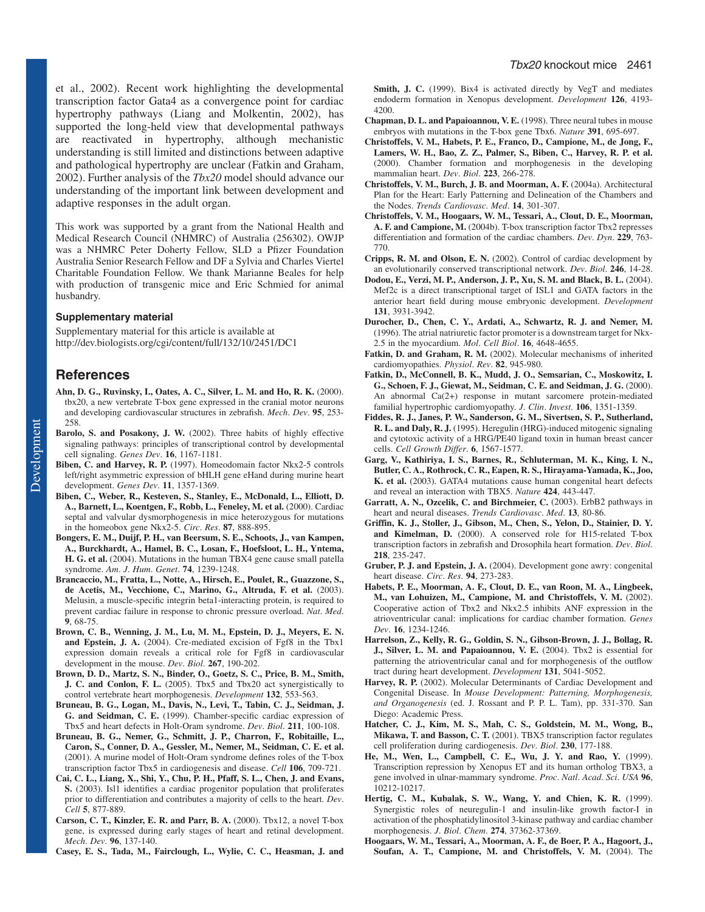et al., 2002). Recent work highlighting the developmental transcription factor Gata4 as a convergence point for cardiac hypertrophy pathways (Liang and Molkentin, 2002), has supported the long-held view that developmental pathways are reactivated in hypertrophy, although mechanistic understanding is still limited and distinctions between adaptive and pathological hypertrophy are unclear (Fatkin and Graham, 2002). Further analysis of the *Tbx20* model should advance our understanding of the important link between development and adaptive responses in the adult organ.

This work was supported by a grant from the National Health and Medical Research Council (NHMRC) of Australia (256302). OWJP was a NHMRC Peter Doherty Fellow, SLD a Pfizer Foundation Australia Senior Research Fellow and DF a Sylvia and Charles Viertel Charitable Foundation Fellow. We thank Marianne Beales for help with production of transgenic mice and Eric Schmied for animal husbandry.

### Supplementary material

Supplementary material for this article is available at http://dev.biologists.org/cgi/content/full/132/10/2451/DC1

## References

**Ahn, D. G., Ruvinsky, I., Oates, A. C., Silver, L. M. and Ho, R. K.** (2000). tbx20, a new vertebrate T-box gene expressed in the cranial motor neurons and developing cardiovascular structures in zebrafish. *Mech. Dev.* **95**, 253-258.

**Barolo, S. and Posakony, J. W.** (2002). Three habits of highly effective signaling pathways: principles of transcriptional control by developmental cell signaling. *Genes Dev.* **16**, 1167-1181.

**Biben, C. and Harvey, R. P.** (1997). Homeodomain factor Nkx2-5 controls left/right asymmetric expression of bHLH gene eHand during murine heart development. *Genes Dev.* **11**, 1357-1369.

**Biben, C., Weber, R., Kesteven, S., Stanley, E., McDonald, L., Elliott, D. A., Barnett, L., Koentgen, F., Robb, L., Feneley, M. et al.** (2000). Cardiac septal and valvular dysmorphogenesis in mice heterozygous for mutations in the homeobox gene Nkx2-5. *Circ. Res.* **87**, 888-895.

**Bongers, E. M., Duijf, P. H., van Beersum, S. E., Schoots, J., van Kampen, A., Burckhardt, A., Hamel, B. C., Losan, F., Hoefsloot, L. H., Yntema, H. G. et al.** (2004). Mutations in the human TBX4 gene cause small patella syndrome. *Am. J. Hum. Genet.* **74**, 1239-1248.

**Brancaccio, M., Fratta, L., Notte, A., Hirsch, E., Poulet, R., Guazzone, S., de Acetis, M., Vecchione, C., Marino, G., Altruda, F. et al.** (2003). Melusin, a muscle-specific integrin beta1-interacting protein, is required to prevent cardiac failure in response to chronic pressure overload. *Nat. Med.* **9**, 68-75.

**Brown, C. B., Wenning, J. M., Lu, M. M., Epstein, D. J., Meyers, E. N. and Epstein, J. A.** (2004). Cre-mediated excision of Fgf8 in the Tbx1 expression domain reveals a critical role for Fgf8 in cardiovascular development in the mouse. *Dev. Biol.* **267**, 190-202.

**Brown, D. D., Martz, S. N., Binder, O., Goetz, S. C., Price, B. M., Smith, J. C. and Conlon, F. L.** (2005). Tbx5 and Tbx20 act synergistically to control vertebrate heart morphogenesis. *Development* **132**, 553-563.

**Bruneau, B. G., Logan, M., Davis, N., Levi, T., Tabin, C. J., Seidman, J. G. and Seidman, C. E.** (1999). Chamber-specific cardiac expression of Tbx5 and heart defects in Holt-Oram syndrome. *Dev. Biol.* **211**, 100-108.

**Bruneau, B. G., Nemer, G., Schmitt, J. P., Charron, F., Robitaille, L., Caron, S., Conner, D. A., Gessler, M., Nemer, M., Seidman, C. E. et al.** (2001). A murine model of Holt-Oram syndrome defines roles of the T-box transcription factor Tbx5 in cardiogenesis and disease. *Cell* **106**, 709-721.

**Cai, C. L., Liang, X., Shi, Y., Chu, P. H., Pfaff, S. L., Chen, J. and Evans, S.** (2003). Isl1 identifies a cardiac progenitor population that proliferates prior to differentiation and contributes a majority of cells to the heart. *Dev. Cell* **5**, 877-889.

**Carson, C. T., Kinzler, E. R. and Parr, B. A.** (2000). Tbx12, a novel T-box gene, is expressed during early stages of heart and retinal development. *Mech. Dev.* **96**, 137-140.

**Casey, E. S., Tada, M., Fairclough, L., Wylie, C. C., Heasman, J. and Smith, J. C.** (1999). Bix4 is activated directly by VegT and mediates endoderm formation in Xenopus development. *Development* **126**, 4193-4200.

**Chapman, D. L. and Papaioannou, V. E.** (1998). Three neural tubes in mouse embryos with mutations in the T-box gene Tbx6. *Nature* **391**, 695-697.

**Christoffels, V. M., Habets, P. E., Franco, D., Campione, M., de Jong, F., Lamers, W. H., Bao, Z. Z., Palmer, S., Biben, C., Harvey, R. P. et al.** (2000). Chamber formation and morphogenesis in the developing mammalian heart. *Dev. Biol.* **223**, 266-278.

**Christoffels, V. M., Burch, J. B. and Moorman, A. F.** (2004a). Architectural Plan for the Heart: Early Patterning and Delineation of the Chambers and the Nodes. *Trends Cardiovasc. Med.* **14**, 301-307.

**Christoffels, V. M., Hoogaars, W. M., Tessari, A., Clout, D. E., Moorman, A. F. and Campione, M.** (2004b). T-box transcription factor Tbx2 represses differentiation and formation of the cardiac chambers. *Dev. Dyn.* **229**, 763-770.

**Cripps, R. M. and Olson, E. N.** (2002). Control of cardiac development by an evolutionarily conserved transcriptional network. *Dev. Biol.* **246**, 14-28.

**Dodou, E., Verzi, M. P., Anderson, J. P., Xu, S. M. and Black, B. L.** (2004). Mef2c is a direct transcriptional target of ISL1 and GATA factors in the anterior heart field during mouse embryonic development. *Development* **131**, 3931-3942.

**Durocher, D., Chen, C. Y., Ardati, A., Schwartz, R. J. and Nemer, M.** (1996). The atrial natriuretic factor promoter is a downstream target for Nkx-2.5 in the myocardium. *Mol. Cell Biol.* **16**, 4648-4655.

**Fatkin, D. and Graham, R. M.** (2002). Molecular mechanisms of inherited cardiomyopathies. *Physiol. Rev.* **82**, 945-980.

**Fatkin, D., McConnell, B. K., Mudd, J. O., Semsarian, C., Moskowitz, I. G., Schoen, F. J., Giewat, M., Seidman, C. E. and Seidman, J. G.** (2000). An abnormal Ca(2+) response in mutant sarcomere protein-mediated familial hypertrophic cardiomyopathy. *J. Clin. Invest.* **106**, 1351-1359.

**Fiddes, R. J., Janes, P. W., Sanderson, G. M., Sivertsen, S. P., Sutherland, R. L. and Daly, R. J.** (1995). Heregulin (HRG)-induced mitogenic signaling and cytotoxic activity of a HRG/PE40 ligand toxin in human breast cancer cells. *Cell Growth Differ.* **6**, 1567-1577.

**Garg, V., Kathiriya, I. S., Barnes, R., Schluterman, M. K., King, I. N., Butler, C. A., Rothrock, C. R., Eapen, R. S., Hirayama-Yamada, K., Joo, K. et al.** (2003). GATA4 mutations cause human congenital heart defects and reveal an interaction with TBX5. *Nature* **424**, 443-447.

**Garratt, A. N., Ozcelik, C. and Birchmeier, C.** (2003). ErbB2 pathways in heart and neural diseases. *Trends Cardiovasc. Med.* **13**, 80-86.

**Griffin, K. J., Stoller, J., Gibson, M., Chen, S., Yelon, D., Stainier, D. Y. and Kimelman, D.** (2000). A conserved role for H15-related T-box transcription factors in zebrafish and Drosophila heart formation. *Dev. Biol.* **218**, 235-247.

**Gruber, P. J. and Epstein, J. A.** (2004). Development gone awry: congenital heart disease. *Circ. Res.* **94**, 273-283.

**Habets, P. E., Moorman, A. F., Clout, D. E., van Roon, M. A., Lingbeek, M., van Lohuizen, M., Campione, M. and Christoffels, V. M.** (2002). Cooperative action of Tbx2 and Nkx2.5 inhibits ANF expression in the atrioventricular canal: implications for cardiac chamber formation. *Genes Dev.* **16**, 1234-1246.

**Harrelson, Z., Kelly, R. G., Goldin, S. N., Gibson-Brown, J. J., Bollag, R. J., Silver, L. M. and Papaioannou, V. E.** (2004). Tbx2 is essential for patterning the atrioventricular canal and for morphogenesis of the outflow tract during heart development. *Development* **131**, 5041-5052.

**Harvey, R. P.** (2002). Molecular Determinants of Cardiac Development and Congenital Disease. In *Mouse Development: Patterning, Morphogenesis, and Organogenesis* (ed. J. Rossant and P. P. L. Tam), pp. 331-370. San Diego: Academic Press.

**Hatcher, C. J., Kim, M. S., Mah, C. S., Goldstein, M. M., Wong, B., Mikawa, T. and Basson, C. T.** (2001). TBX5 transcription factor regulates cell proliferation during cardiogenesis. *Dev. Biol.* **230**, 177-188.

**He, M., Wen, L., Campbell, C. E., Wu, J. Y. and Rao, Y.** (1999). Transcription repression by Xenopus ET and its human ortholog TBX3, a gene involved in ulnar-mammary syndrome. *Proc. Natl. Acad. Sci. USA* **96**, 10212-10217.

**Hertig, C. M., Kubalak, S. W., Wang, Y. and Chien, K. R.** (1999). Synergistic roles of neuregulin-1 and insulin-like growth factor-I in activation of the phosphatidylinositol 3-kinase pathway and cardiac chamber morphogenesis. *J. Biol. Chem.* **274**, 37362-37369.

**Hoogaars, W. M., Tessari, A., Moorman, A. F., de Boer, P. A., Hagoort, J., Soufan, A. T., Campione, M. and Christoffels, V. M.** (2004). The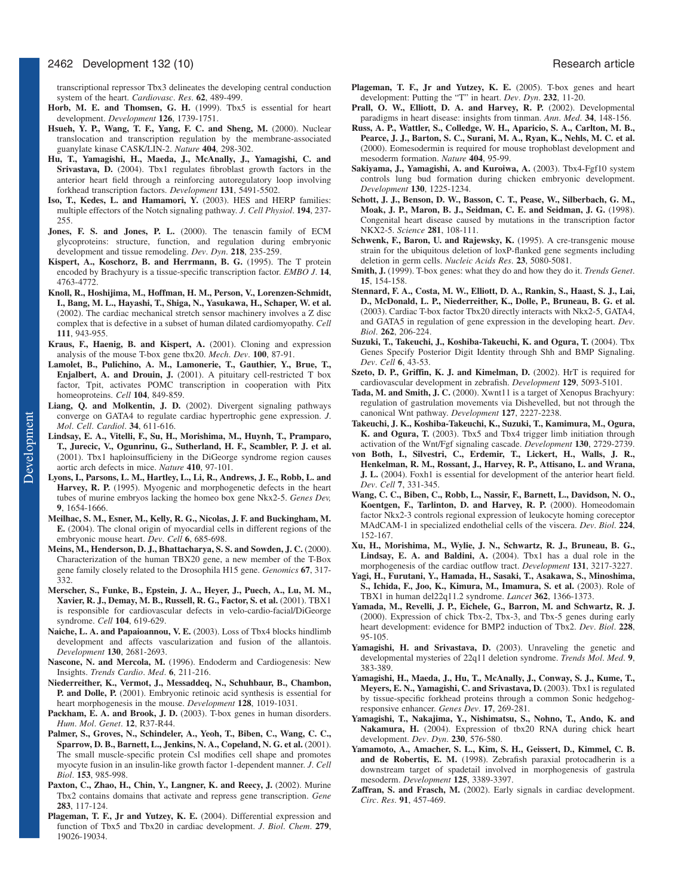transcriptional repressor Tbx3 delineates the developing central conduction system of the heart. *Cardiovasc. Res.* **62**, 489-499.

**Horb, M. E. and Thomsen, G. H.** (1999). Tbx5 is essential for heart development. *Development* **126**, 1739-1751.

**Hsueh, Y. P., Wang, T. F., Yang, F. C. and Sheng, M.** (2000). Nuclear translocation and transcription regulation by the membrane-associated guanylate kinase CASK/LIN-2. *Nature* **404**, 298-302.

**Hu, T., Yamagishi, H., Maeda, J., McAnally, J., Yamagishi, C. and Srivastava, D.** (2004). Tbx1 regulates fibroblast growth factors in the anterior heart field through a reinforcing autoregulatory loop involving forkhead transcription factors. *Development* **131**, 5491-5502.

**Iso, T., Kedes, L. and Hamamori, Y.** (2003). HES and HERP families: multiple effectors of the Notch signaling pathway. *J. Cell Physiol.* **194**, 237-255.

**Jones, F. S. and Jones, P. L.** (2000). The tenascin family of ECM glycoproteins: structure, function, and regulation during embryonic development and tissue remodeling. *Dev. Dyn.* **218**, 235-259.

**Kispert, A., Koschorz, B. and Herrmann, B. G.** (1995). The T protein encoded by Brachyury is a tissue-specific transcription factor. *EMBO J.* **14**, 4763-4772.

**Knoll, R., Hoshijima, M., Hoffman, H. M., Person, V., Lorenzen-Schmidt, I., Bang, M. L., Hayashi, T., Shiga, N., Yasukawa, H., Schaper, W. et al.** (2002). The cardiac mechanical stretch sensor machinery involves a Z disc complex that is defective in a subset of human dilated cardiomyopathy. *Cell* **111**, 943-955.

**Kraus, F., Haenig, B. and Kispert, A.** (2001). Cloning and expression analysis of the mouse T-box gene tbx20. *Mech. Dev.* **100**, 87-91.

**Lamolet, B., Pulichino, A. M., Lamonerie, T., Gauthier, Y., Brue, T., Enjalbert, A. and Drouin, J.** (2001). A pituitary cell-restricted T box factor, Tpit, activates POMC transcription in cooperation with Pitx homeoproteins. *Cell* **104**, 849-859.

**Liang, Q. and Molkentin, J. D.** (2002). Divergent signaling pathways converge on GATA4 to regulate cardiac hypertrophic gene expression. *J. Mol. Cell. Cardiol.* **34**, 611-616.

**Lindsay, E. A., Vitelli, F., Su, H., Morishima, M., Huynh, T., Pramparo, T., Jurecic, V., Ogunrinu, G., Sutherland, H. F., Scambler, P. J. et al.** (2001). Tbx1 haploinsufficieny in the DiGeorge syndrome region causes aortic arch defects in mice. *Nature* **410**, 97-101.

**Lyons, I., Parsons, L. M., Hartley, L., Li, R., Andrews, J. E., Robb, L. and Harvey, R. P.** (1995). Myogenic and morphogenetic defects in the heart tubes of murine embryos lacking the homeo box gene Nkx2-5. *Genes Dev,* **9**, 1654-1666.

**Meilhac, S. M., Esner, M., Kelly, R. G., Nicolas, J. F. and Buckingham, M. E.** (2004). The clonal origin of myocardial cells in different regions of the embryonic mouse heart. *Dev. Cell* **6**, 685-698.

**Meins, M., Henderson, D. J., Bhattacharya, S. S. and Sowden, J. C.** (2000). Characterization of the human TBX20 gene, a new member of the T-Box gene family closely related to the Drosophila H15 gene. *Genomics* **67**, 317-332.

**Merscher, S., Funke, B., Epstein, J. A., Heyer, J., Puech, A., Lu, M. M., Xavier, R. J., Demay, M. B., Russell, R. G., Factor, S. et al.** (2001). TBX1 is responsible for cardiovascular defects in velo-cardio-facial/DiGeorge syndrome. *Cell* **104**, 619-629.

**Naiche, L. A. and Papaioannou, V. E.** (2003). Loss of Tbx4 blocks hindlimb development and affects vascularization and fusion of the allantois. *Development* **130**, 2681-2693.

**Nascone, N. and Mercola, M.** (1996). Endoderm and Cardiogenesis: New Insights. *Trends Cardio. Med.* **6**, 211-216.

**Niederreither, K., Vermot, J., Messaddeq, N., Schuhbaur, B., Chambon, P. and Dolle, P.** (2001). Embryonic retinoic acid synthesis is essential for heart morphogenesis in the mouse. *Development* **128**, 1019-1031.

**Packham, E. A. and Brook, J. D.** (2003). T-box genes in human disorders. *Hum. Mol. Genet.* **12**, R37-R44.

**Palmer, S., Groves, N., Schindeler, A., Yeoh, T., Biben, C., Wang, C. C., Sparrow, D. B., Barnett, L., Jenkins, N. A., Copeland, N. G. et al.** (2001). The small muscle-specific protein Csl modifies cell shape and promotes myocyte fusion in an insulin-like growth factor 1-dependent manner. *J. Cell Biol.* **153**, 985-998.

**Paxton, C., Zhao, H., Chin, Y., Langner, K. and Reecy, J.** (2002). Murine Tbx2 contains domains that activate and repress gene transcription. *Gene* **283**, 117-124.

**Plageman, T. F., Jr and Yutzey, K. E.** (2004). Differential expression and function of Tbx5 and Tbx20 in cardiac development. *J. Biol. Chem.* **279**, 19026-19034.

**Plageman, T. F., Jr and Yutzey, K. E.** (2005). T-box genes and heart development: Putting the "T" in heart. *Dev. Dyn.* **232**, 11-20.

**Prall, O. W., Elliott, D. A. and Harvey, R. P.** (2002). Developmental paradigms in heart disease: insights from tinman. *Ann. Med.* **34**, 148-156.

**Russ, A. P., Wattler, S., Colledge, W. H., Aparicio, S. A., Carlton, M. B., Pearce, J. J., Barton, S. C., Surani, M. A., Ryan, K., Nehls, M. C. et al.** (2000). Eomesodermin is required for mouse trophoblast development and mesoderm formation. *Nature* **404**, 95-99.

**Sakiyama, J., Yamagishi, A. and Kuroiwa, A.** (2003). Tbx4-Fgf10 system controls lung bud formation during chicken embryonic development. *Development* **130**, 1225-1234.

**Schott, J. J., Benson, D. W., Basson, C. T., Pease, W., Silberbach, G. M., Moak, J. P., Maron, B. J., Seidman, C. E. and Seidman, J. G.** (1998). Congenital heart disease caused by mutations in the transcription factor NKX2-5. *Science* **281**, 108-111.

**Schwenk, F., Baron, U. and Rajewsky, K.** (1995). A cre-transgenic mouse strain for the ubiquitous deletion of loxP-flanked gene segments including deletion in germ cells. *Nucleic Acids Res.* **23**, 5080-5081.

**Smith, J.** (1999). T-box genes: what they do and how they do it. *Trends Genet.* **15**, 154-158.

**Stennard, F. A., Costa, M. W., Elliott, D. A., Rankin, S., Haast, S. J., Lai, D., McDonald, L. P., Niederreither, K., Dolle, P., Bruneau, B. G. et al.** (2003). Cardiac T-box factor Tbx20 directly interacts with Nkx2-5, GATA4, and GATA5 in regulation of gene expression in the developing heart. *Dev. Biol.* **262**, 206-224.

**Suzuki, T., Takeuchi, J., Koshiba-Takeuchi, K. and Ogura, T.** (2004). Tbx Genes Specify Posterior Digit Identity through Shh and BMP Signaling. *Dev. Cell* **6**, 43-53.

**Szeto, D. P., Griffin, K. J. and Kimelman, D.** (2002). HrT is required for cardiovascular development in zebrafish. *Development* **129**, 5093-5101.

**Tada, M. and Smith, J. C.** (2000). Xwnt11 is a target of Xenopus Brachyury: regulation of gastrulation movements via Dishevelled, but not through the canonical Wnt pathway. *Development* **127**, 2227-2238.

**Takeuchi, J. K., Koshiba-Takeuchi, K., Suzuki, T., Kamimura, M., Ogura, K. and Ogura, T.** (2003). Tbx5 and Tbx4 trigger limb initiation through activation of the Wnt/Fgf signaling cascade. *Development* **130**, 2729-2739.

**von Both, I., Silvestri, C., Erdemir, T., Lickert, H., Walls, J. R., Henkelman, R. M., Rossant, J., Harvey, R. P., Attisano, L. and Wrana, J. L.** (2004). Foxh1 is essential for development of the anterior heart field. *Dev. Cell* **7**, 331-345.

**Wang, C. C., Biben, C., Robb, L., Nassir, F., Barnett, L., Davidson, N. O., Koentgen, F., Tarlinton, D. and Harvey, R. P.** (2000). Homeodomain factor Nkx2-3 controls regional expression of leukocyte homing coreceptor MAdCAM-1 in specialized endothelial cells of the viscera. *Dev. Biol.* **224**, 152-167.

**Xu, H., Morishima, M., Wylie, J. N., Schwartz, R. J., Bruneau, B. G., Lindsay, E. A. and Baldini, A.** (2004). Tbx1 has a dual role in the morphogenesis of the cardiac outflow tract. *Development* **131**, 3217-3227.

**Yagi, H., Furutani, Y., Hamada, H., Sasaki, T., Asakawa, S., Minoshima, S., Ichida, F., Joo, K., Kimura, M., Imamura, S. et al.** (2003). Role of TBX1 in human del22q11.2 syndrome. *Lancet* **362**, 1366-1373.

**Yamada, M., Revelli, J. P., Eichele, G., Barron, M. and Schwartz, R. J.** (2000). Expression of chick Tbx-2, Tbx-3, and Tbx-5 genes during early heart development: evidence for BMP2 induction of Tbx2. *Dev. Biol.* **228**, 95-105.

**Yamagishi, H. and Srivastava, D.** (2003). Unraveling the genetic and developmental mysteries of 22q11 deletion syndrome. *Trends Mol. Med.* **9**, 383-389.

**Yamagishi, H., Maeda, J., Hu, T., McAnally, J., Conway, S. J., Kume, T., Meyers, E. N., Yamagishi, C. and Srivastava, D.** (2003). Tbx1 is regulated by tissue-specific forkhead proteins through a common Sonic hedgehog-responsive enhancer. *Genes Dev.* **17**, 269-281.

**Yamagishi, T., Nakajima, Y., Nishimatsu, S., Nohno, T., Ando, K. and Nakamura, H.** (2004). Expression of tbx20 RNA during chick heart development. *Dev. Dyn.* **230**, 576-580.

**Yamamoto, A., Amacher, S. L., Kim, S. H., Geissert, D., Kimmel, C. B. and de Robertis, E. M.** (1998). Zebrafish paraxial protocadherin is a downstream target of spadetail involved in morphogenesis of gastrula mesoderm. *Development* **125**, 3389-3397.

**Zaffran, S. and Frasch, M.** (2002). Early signals in cardiac development. *Circ. Res.* **91**, 457-469.